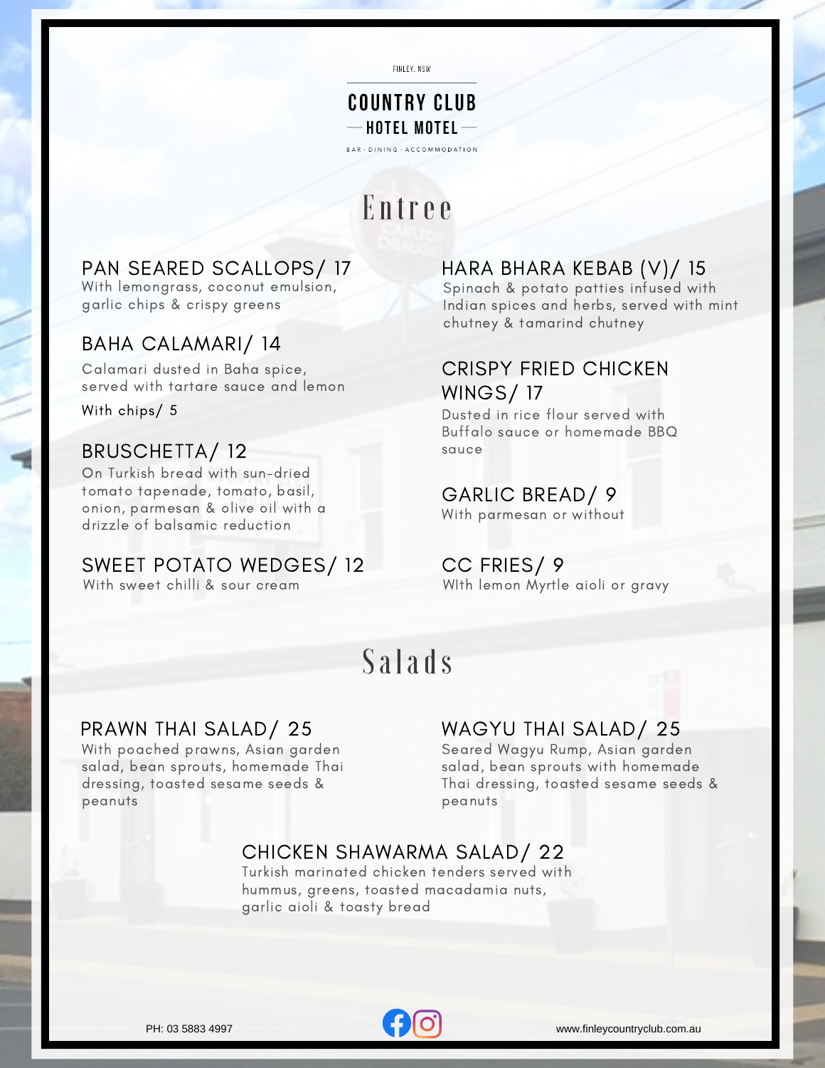FINLEY, NSW

# COUNTRY CLUB

## HOTEL MOTEL

BAR · DINING · ACCOMMODATION

## Entree

### PAN SEARED SCALLOPS/ 17
With lemongrass, coconut emulsion, garlic chips & crispy greens

### BAHA CALAMARI/ 14
Calamari dusted in Baha spice, served with tartare sauce and lemon

With chips/ 5

### BRUSCHETTA/ 12
On Turkish bread with sun-dried tomato tapenade, tomato, basil, onion, parmesan & olive oil with a drizzle of balsamic reduction

### SWEET POTATO WEDGES/ 12
With sweet chilli & sour cream

### HARA BHARA KEBAB (V)/ 15
Spinach & potato patties infused with Indian spices and herbs, served with mint chutney & tamarind chutney

### CRISPY FRIED CHICKEN WINGS/ 17
Dusted in rice flour served with Buffalo sauce or homemade BBQ sauce

### GARLIC BREAD/ 9
With parmesan or without

### CC FRIES/ 9
WIth lemon Myrtle aioli or gravy

## Salads

### PRAWN THAI SALAD/ 25
With poached prawns, Asian garden salad, bean sprouts, homemade Thai dressing, toasted sesame seeds & peanuts

### WAGYU THAI SALAD/ 25
Seared Wagyu Rump, Asian garden salad, bean sprouts with homemade Thai dressing, toasted sesame seeds & peanuts

### CHICKEN SHAWARMA SALAD/ 22
Turkish marinated chicken tenders served with hummus, greens, toasted macadamia nuts, garlic aioli & toasty bread

PH: 03 5883 4997

www.finleycountryclub.com.au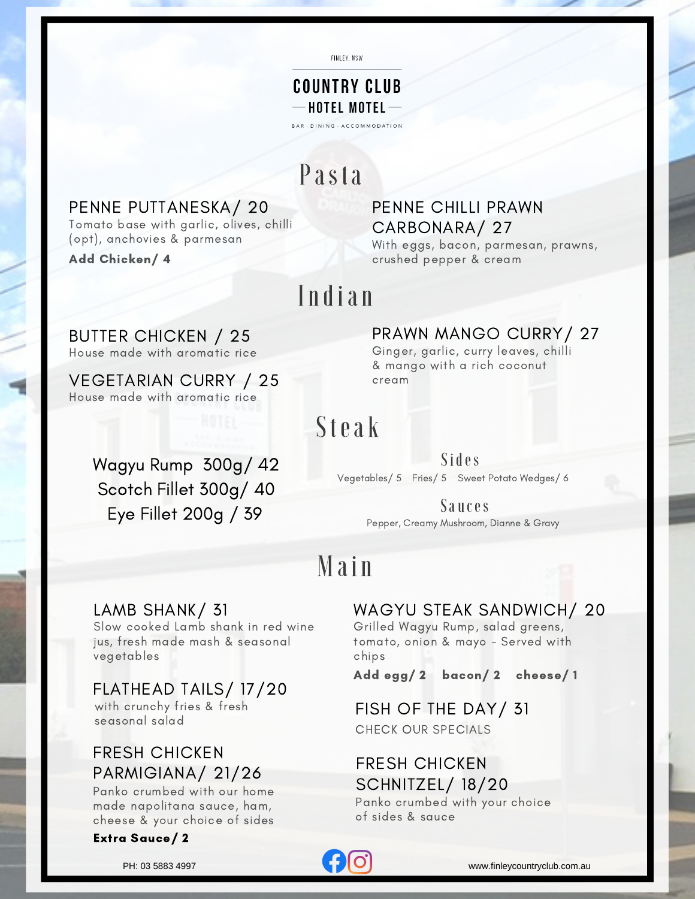FINLEY, NSW

# COUNTRY CLUB

## HOTEL MOTEL

BAR · DINING · ACCOMMODATION

## Pasta

**PENNE PUTTANESKA/ 20**
Tomato base with garlic, olives, chilli (opt), anchovies & parmesan
**Add Chicken/ 4**

**PENNE CHILLI PRAWN CARBONARA/ 27**
With eggs, bacon, parmesan, prawns, crushed pepper & cream

## Indian

**BUTTER CHICKEN / 25**
House made with aromatic rice

**VEGETARIAN CURRY / 25**
House made with aromatic rice

**PRAWN MANGO CURRY/ 27**
Ginger, garlic, curry leaves, chilli & mango with a rich coconut cream

## Steak

Wagyu Rump 300g/ 42
Scotch Fillet 300g/ 40
Eye Fillet 200g / 39

### Sides

Vegetables/ 5 Fries/ 5 Sweet Potato Wedges/ 6

### Sauces

Pepper, Creamy Mushroom, Dianne & Gravy

## Main

**LAMB SHANK/ 31**
Slow cooked Lamb shank in red wine jus, fresh made mash & seasonal vegetables

**FLATHEAD TAILS/ 17/20**
with crunchy fries & fresh seasonal salad

**FRESH CHICKEN PARMIGIANA/ 21/26**
Panko crumbed with our home made napolitana sauce, ham, cheese & your choice of sides
**Extra Sauce/ 2**

**WAGYU STEAK SANDWICH/ 20**
Grilled Wagyu Rump, salad greens, tomato, onion & mayo - Served with chips
**Add egg/ 2 bacon/ 2 cheese/ 1**

**FISH OF THE DAY/ 31**
CHECK OUR SPECIALS

**FRESH CHICKEN SCHNITZEL/ 18/20**
Panko crumbed with your choice of sides & sauce

PH: 03 5883 4997

www.finleycountryclub.com.au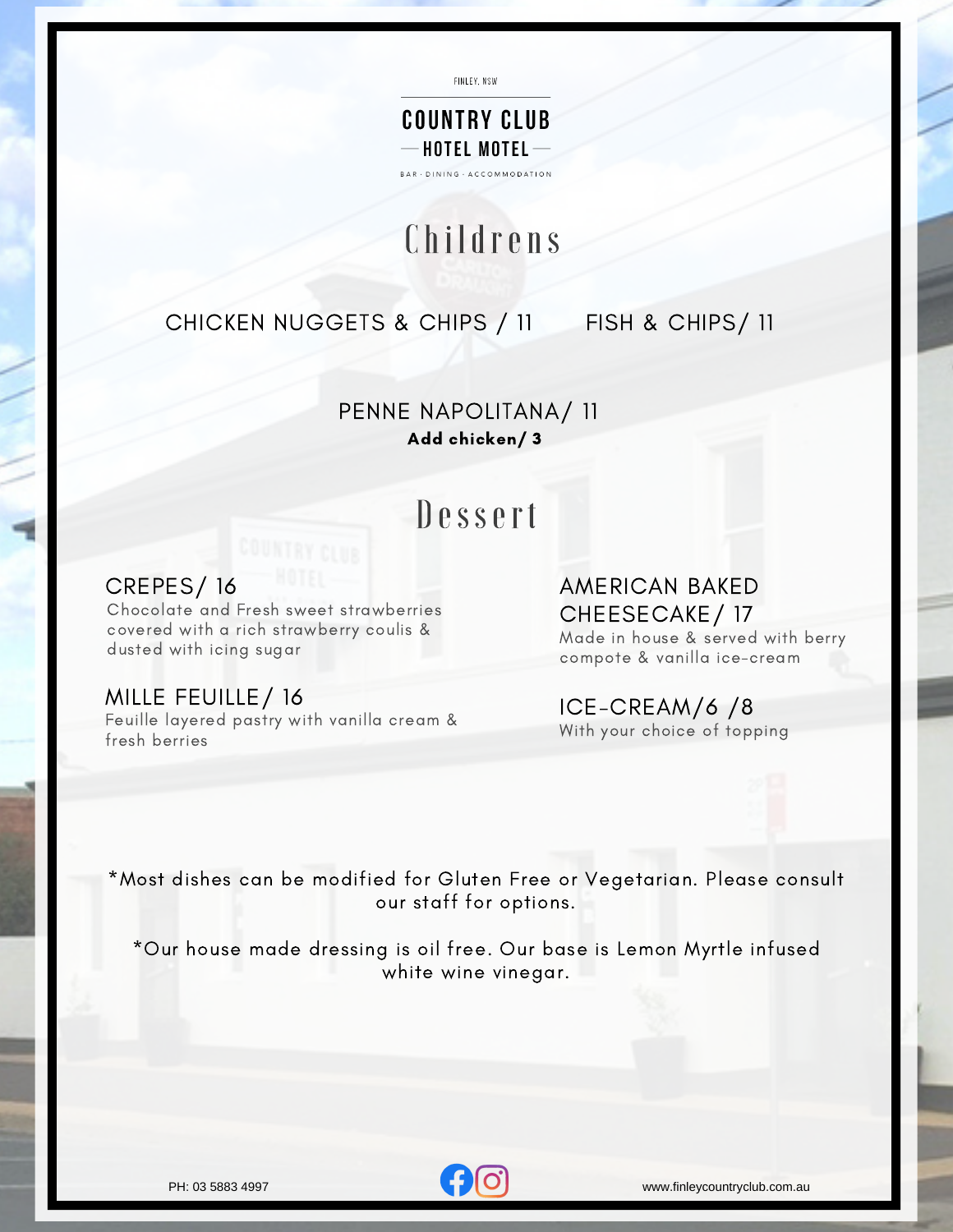FINLEY, NSW

# COUNTRY CLUB HOTEL MOTEL

BAR · DINING · ACCOMMODATION

## Childrens

CHICKEN NUGGETS & CHIPS / 11

FISH & CHIPS/ 11

PENNE NAPOLITANA/ 11
**Add chicken/ 3**

## Dessert

CREPES/ 16
Chocolate and Fresh sweet strawberries covered with a rich strawberry coulis & dusted with icing sugar

MILLE FEUILLE/ 16
Feuille layered pastry with vanilla cream & fresh berries

AMERICAN BAKED CHEESECAKE/ 17
Made in house & served with berry compote & vanilla ice-cream

ICE-CREAM/6 /8
With your choice of topping

*Most dishes can be modified for Gluten Free or Vegetarian. Please consult our staff for options.

*Our house made dressing is oil free. Our base is Lemon Myrtle infused white wine vinegar.

PH: 03 5883 4997

www.finleycountryclub.com.au